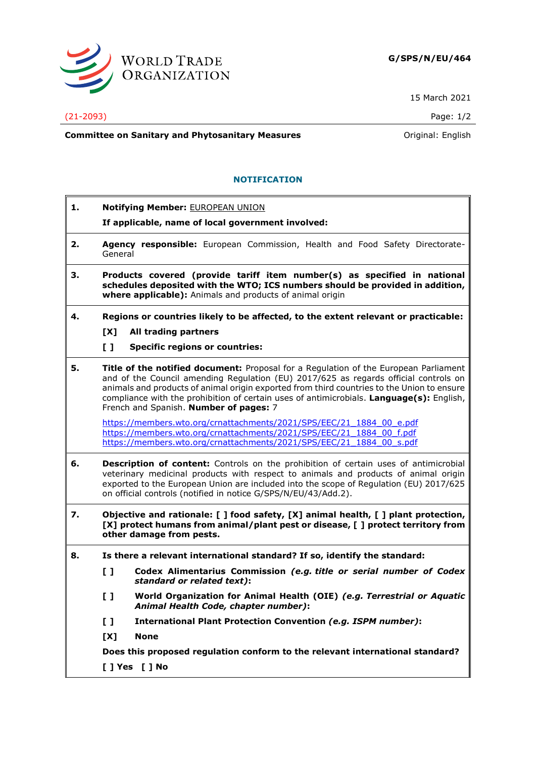WORLD TRADE ORGANIZATION

**G/SPS/N/EU/464**

15 March 2021

(21-2093)

**Committee on Sanitary and Phytosanitary Measures**

Original: English

## NOTIFICATION

**1. Notifying Member:** EUROPEAN UNION

**If applicable, name of local government involved:**

**2. Agency responsible:** European Commission, Health and Food Safety Directorate-General

**3. Products covered (provide tariff item number(s) as specified in national schedules deposited with the WTO; ICS numbers should be provided in addition, where applicable):** Animals and products of animal origin

**4. Regions or countries likely to be affected, to the extent relevant or practicable:**

**[X] All trading partners**

**[ ] Specific regions or countries:**

**5. Title of the notified document:** Proposal for a Regulation of the European Parliament and of the Council amending Regulation (EU) 2017/625 as regards official controls on animals and products of animal origin exported from third countries to the Union to ensure compliance with the prohibition of certain uses of antimicrobials. **Language(s):** English, French and Spanish. **Number of pages:** 7

https://members.wto.org/crnattachments/2021/SPS/EEC/21_1884_00_e.pdf
https://members.wto.org/crnattachments/2021/SPS/EEC/21_1884_00_f.pdf
https://members.wto.org/crnattachments/2021/SPS/EEC/21_1884_00_s.pdf

**6. Description of content:** Controls on the prohibition of certain uses of antimicrobial veterinary medicinal products with respect to animals and products of animal origin exported to the European Union are included into the scope of Regulation (EU) 2017/625 on official controls (notified in notice G/SPS/N/EU/43/Add.2).

**7. Objective and rationale: [ ] food safety, [X] animal health, [ ] plant protection, [X] protect humans from animal/plant pest or disease, [ ] protect territory from other damage from pests.**

**8. Is there a relevant international standard? If so, identify the standard:**

**[ ] Codex Alimentarius Commission *(e.g. title or serial number of Codex standard or related text)*:**

**[ ] World Organization for Animal Health (OIE) *(e.g. Terrestrial or Aquatic Animal Health Code, chapter number)*:**

**[ ] International Plant Protection Convention *(e.g. ISPM number)*:**

**[X] None**

**Does this proposed regulation conform to the relevant international standard?**

**[ ] Yes [ ] No**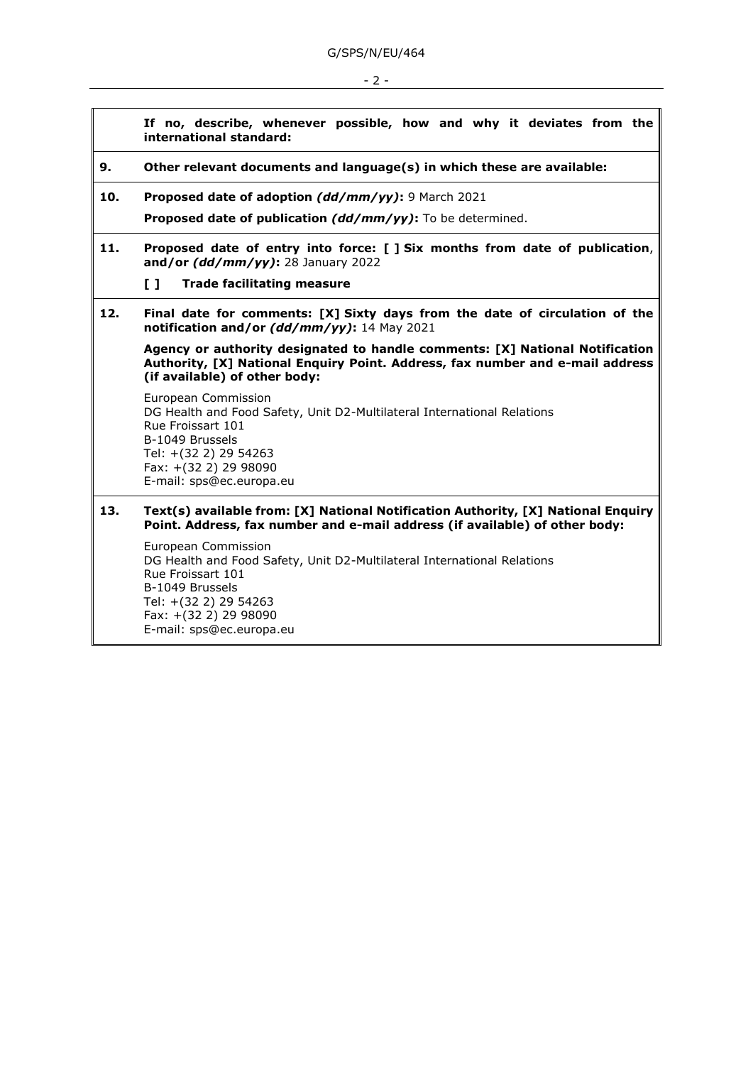**If no, describe, whenever possible, how and why it deviates from the international standard:**

**9. Other relevant documents and language(s) in which these are available:**

**10. Proposed date of adoption *(dd/mm/yy)*:** 9 March 2021

**Proposed date of publication *(dd/mm/yy)*:** To be determined.

**11. Proposed date of entry into force: [ ] Six months from date of publication**, **and/or *(dd/mm/yy)*:** 28 January 2022

**[ ] Trade facilitating measure**

**12. Final date for comments: [X] Sixty days from the date of circulation of the notification and/or *(dd/mm/yy)*:** 14 May 2021

**Agency or authority designated to handle comments: [X] National Notification Authority, [X] National Enquiry Point. Address, fax number and e-mail address (if available) of other body:**

European Commission
DG Health and Food Safety, Unit D2-Multilateral International Relations
Rue Froissart 101
B-1049 Brussels
Tel: +(32 2) 29 54263
Fax: +(32 2) 29 98090
E-mail: sps@ec.europa.eu

**13. Text(s) available from: [X] National Notification Authority, [X] National Enquiry Point. Address, fax number and e-mail address (if available) of other body:**

European Commission
DG Health and Food Safety, Unit D2-Multilateral International Relations
Rue Froissart 101
B-1049 Brussels
Tel: +(32 2) 29 54263
Fax: +(32 2) 29 98090
E-mail: sps@ec.europa.eu